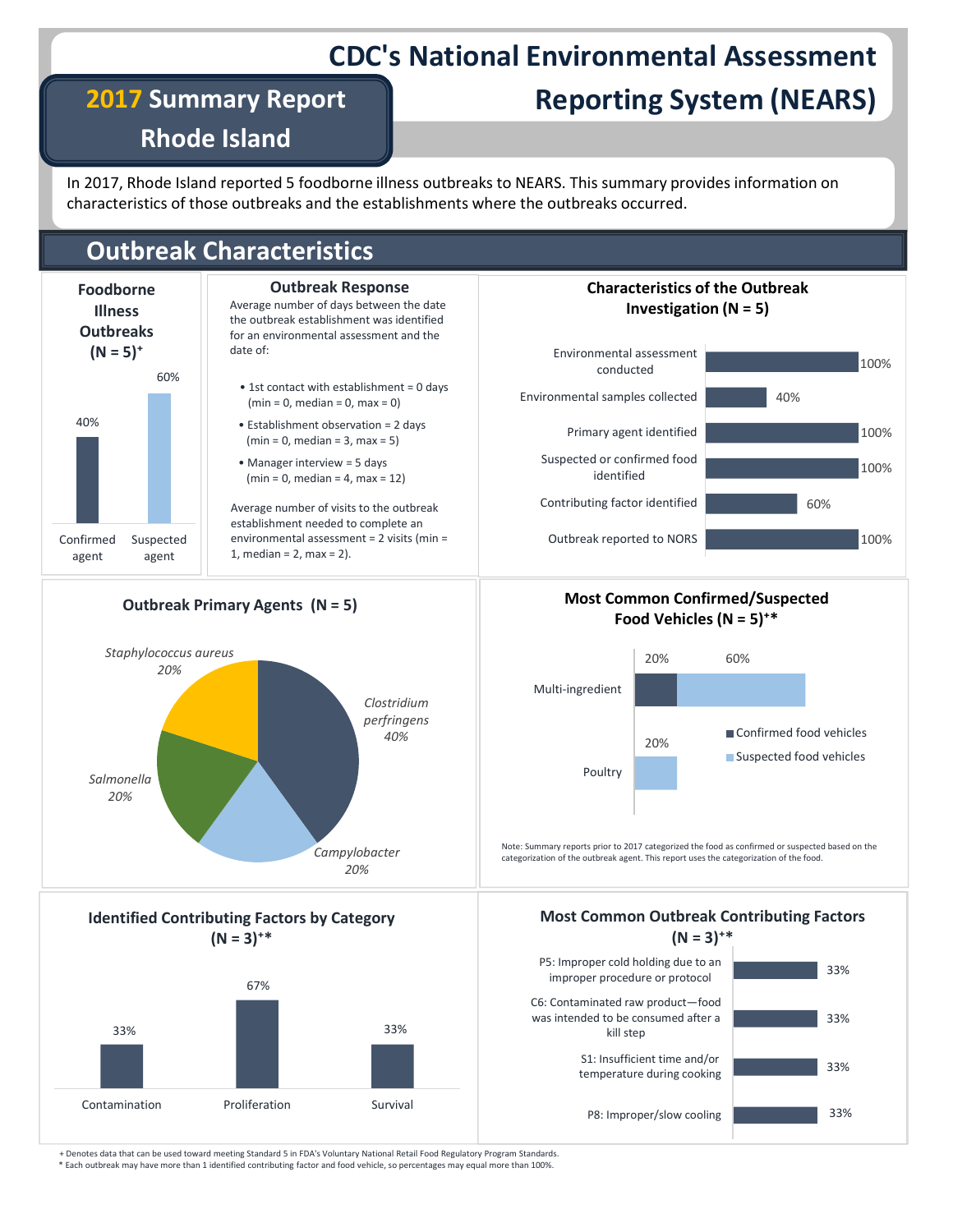# CDC's National Environmental Assessment Reporting System (NEARS)

## 2017 Summary Report Rhode Island

In 2017, Rhode Island reported 5 foodborne illness outbreaks to NEARS. This summary provides information on characteristics of those outbreaks and the establishments where the outbreaks occurred.

## Outbreak Characteristics

### Foodborne Illness Outbreaks (N = 5)+

| Agent | Percent |
|---|---|
| Confirmed agent | 40% |
| Suspected agent | 60% |

### Outbreak Response

Average number of days between the date the outbreak establishment was identified for an environmental assessment and the date of:

- 1st contact with establishment = 0 days (min = 0, median = 0, max = 0)
- Establishment observation = 2 days (min = 0, median = 3, max = 5)
- Manager interview = 5 days (min = 0, median = 4, max = 12)

Average number of visits to the outbreak establishment needed to complete an environmental assessment = 2 visits (min = 1, median = 2, max = 2).

### Characteristics of the Outbreak Investigation (N = 5)

| Characteristic | Percent |
|---|---|
| Environmental assessment conducted | 100% |
| Environmental samples collected | 40% |
| Primary agent identified | 100% |
| Suspected or confirmed food identified | 100% |
| Contributing factor identified | 60% |
| Outbreak reported to NORS | 100% |

### Outbreak Primary Agents (N = 5)

| Agent | Percent |
|---|---|
| *Clostridium perfringens* | 40% |
| *Campylobacter* | 20% |
| *Salmonella* | 20% |
| *Staphylococcus aureus* | 20% |

### Most Common Confirmed/Suspected Food Vehicles (N = 5)+*

| Food vehicle | Confirmed food vehicles | Suspected food vehicles |
|---|---|---|
| Multi-ingredient | 20% | 60% |
| Poultry | | 20% |

Note: Summary reports prior to 2017 categorized the food as confirmed or suspected based on the categorization of the outbreak agent. This report uses the categorization of the food.

### Identified Contributing Factors by Category (N = 3)+*

| Category | Percent |
|---|---|
| Contamination | 33% |
| Proliferation | 67% |
| Survival | 33% |

### Most Common Outbreak Contributing Factors (N = 3)+*

| Contributing factor | Percent |
|---|---|
| P5: Improper cold holding due to an improper procedure or protocol | 33% |
| C6: Contaminated raw product—food was intended to be consumed after a kill step | 33% |
| S1: Insufficient time and/or temperature during cooking | 33% |
| P8: Improper/slow cooling | 33% |

+ Denotes data that can be used toward meeting Standard 5 in FDA's Voluntary National Retail Food Regulatory Program Standards.
* Each outbreak may have more than 1 identified contributing factor and food vehicle, so percentages may equal more than 100%.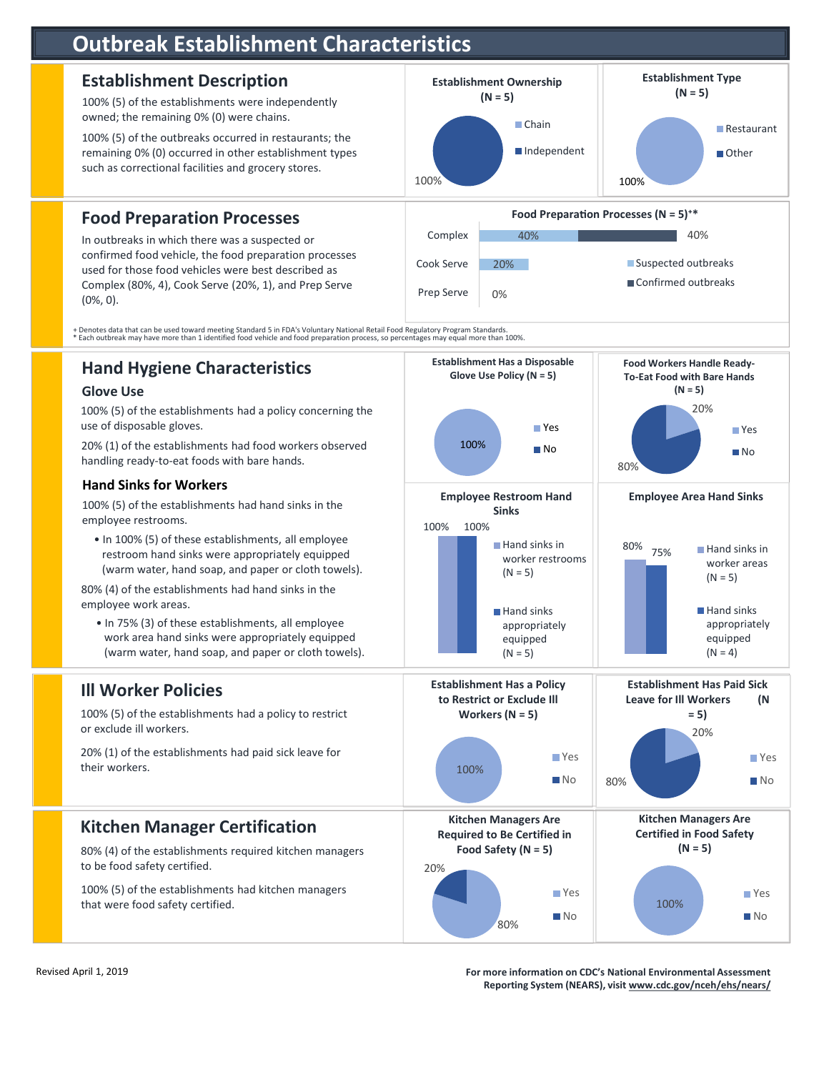# Outbreak Establishment Characteristics

## Establishment Description

100% (5) of the establishments were independently owned; the remaining 0% (0) were chains.

100% (5) of the outbreaks occurred in restaurants; the remaining 0% (0) occurred in other establishment types such as correctional facilities and grocery stores.

Establishment Ownership (N = 5)
Chain
Independent
100%

Establishment Type (N = 5)
Restaurant
Other
100%

## Food Preparation Processes

In outbreaks in which there was a suspected or confirmed food vehicle, the food preparation processes used for those food vehicles were best described as Complex (80%, 4), Cook Serve (20%, 1), and Prep Serve (0%, 0).

Food Preparation Processes (N = 5)+*
Complex 40% 40%
Cook Serve 20%
Prep Serve 0%
Suspected outbreaks
Confirmed outbreaks

+ Denotes data that can be used toward meeting Standard 5 in FDA's Voluntary National Retail Food Regulatory Program Standards.
* Each outbreak may have more than 1 identified food vehicle and food preparation process, so percentages may equal more than 100%.

## Hand Hygiene Characteristics

### Glove Use

100% (5) of the establishments had a policy concerning the use of disposable gloves.

20% (1) of the establishments had food workers observed handling ready-to-eat foods with bare hands.

### Hand Sinks for Workers

100% (5) of the establishments had hand sinks in the employee restrooms.

- In 100% (5) of these establishments, all employee restroom hand sinks were appropriately equipped (warm water, hand soap, and paper or cloth towels).

80% (4) of the establishments had hand sinks in the employee work areas.

- In 75% (3) of these establishments, all employee work area hand sinks were appropriately equipped (warm water, hand soap, and paper or cloth towels).

Establishment Has a Disposable Glove Use Policy (N = 5)
100%
Yes
No

Food Workers Handle Ready-To-Eat Food with Bare Hands (N = 5)
20%
80%
Yes
No

Employee Restroom Hand Sinks
100% 100%
Hand sinks in worker restrooms (N = 5)
Hand sinks appropriately equipped (N = 5)

Employee Area Hand Sinks
80% 75%
Hand sinks in worker areas (N = 5)
Hand sinks appropriately equipped (N = 4)

## Ill Worker Policies

100% (5) of the establishments had a policy to restrict or exclude ill workers.

20% (1) of the establishments had paid sick leave for their workers.

Establishment Has a Policy to Restrict or Exclude Ill Workers (N = 5)
100%
Yes
No

Establishment Has Paid Sick Leave for Ill Workers (N = 5)
20%
80%
Yes
No

## Kitchen Manager Certification

80% (4) of the establishments required kitchen managers to be food safety certified.

100% (5) of the establishments had kitchen managers that were food safety certified.

Kitchen Managers Are Required to Be Certified in Food Safety (N = 5)
20%
80%
Yes
No

Kitchen Managers Are Certified in Food Safety (N = 5)
100%
Yes
No

Revised April 1, 2019

**For more information on CDC's National Environmental Assessment Reporting System (NEARS), visit www.cdc.gov/nceh/ehs/nears/**